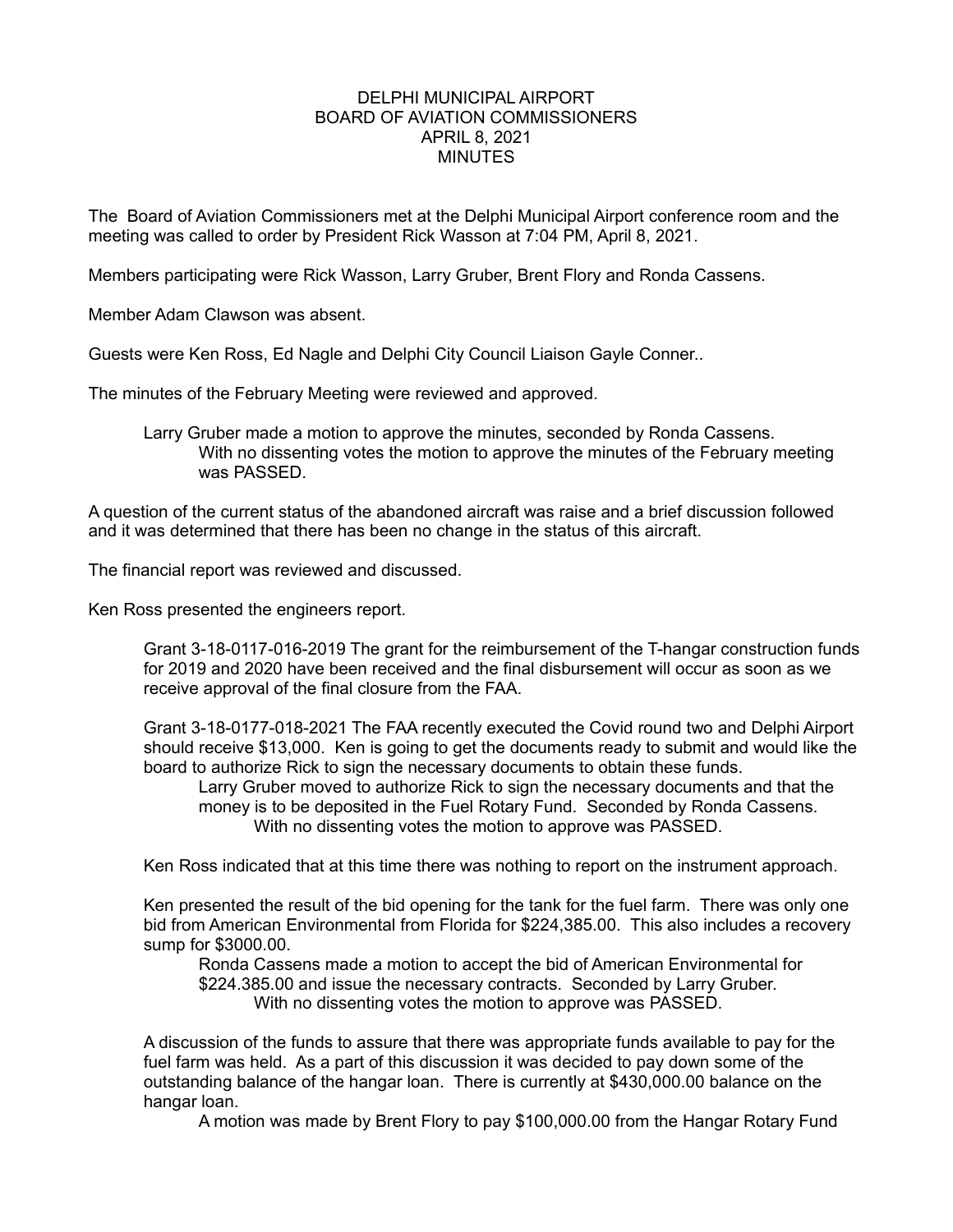DELPHI MUNICIPAL AIRPORT
BOARD OF AVIATION COMMISSIONERS
APRIL 8, 2021
MINUTES

The Board of Aviation Commissioners met at the Delphi Municipal Airport conference room and the meeting was called to order by President Rick Wasson at 7:04 PM, April 8, 2021.

Members participating were Rick Wasson, Larry Gruber, Brent Flory and Ronda Cassens.

Member Adam Clawson was absent.

Guests were Ken Ross, Ed Nagle and Delphi City Council Liaison Gayle Conner..

The minutes of the February Meeting were reviewed and approved.

> Larry Gruber made a motion to approve the minutes, seconded by Ronda Cassens.
>
> > With no dissenting votes the motion to approve the minutes of the February meeting was PASSED.

A question of the current status of the abandoned aircraft was raise and a brief discussion followed and it was determined that there has been no change in the status of this aircraft.

The financial report was reviewed and discussed.

Ken Ross presented the engineers report.

> Grant 3-18-0117-016-2019 The grant for the reimbursement of the T-hangar construction funds for 2019 and 2020 have been received and the final disbursement will occur as soon as we receive approval of the final closure from the FAA.
>
> Grant 3-18-0177-018-2021 The FAA recently executed the Covid round two and Delphi Airport should receive $13,000. Ken is going to get the documents ready to submit and would like the board to authorize Rick to sign the necessary documents to obtain these funds.
>
> > Larry Gruber moved to authorize Rick to sign the necessary documents and that the money is to be deposited in the Fuel Rotary Fund. Seconded by Ronda Cassens.
> >
> > > With no dissenting votes the motion to approve was PASSED.
>
> Ken Ross indicated that at this time there was nothing to report on the instrument approach.
>
> Ken presented the result of the bid opening for the tank for the fuel farm. There was only one bid from American Environmental from Florida for $224,385.00. This also includes a recovery sump for $3000.00.
>
> > Ronda Cassens made a motion to accept the bid of American Environmental for $224.385.00 and issue the necessary contracts. Seconded by Larry Gruber.
> >
> > > With no dissenting votes the motion to approve was PASSED.
>
> A discussion of the funds to assure that there was appropriate funds available to pay for the fuel farm was held. As a part of this discussion it was decided to pay down some of the outstanding balance of the hangar loan. There is currently at $430,000.00 balance on the hangar loan.
>
> > A motion was made by Brent Flory to pay $100,000.00 from the Hangar Rotary Fund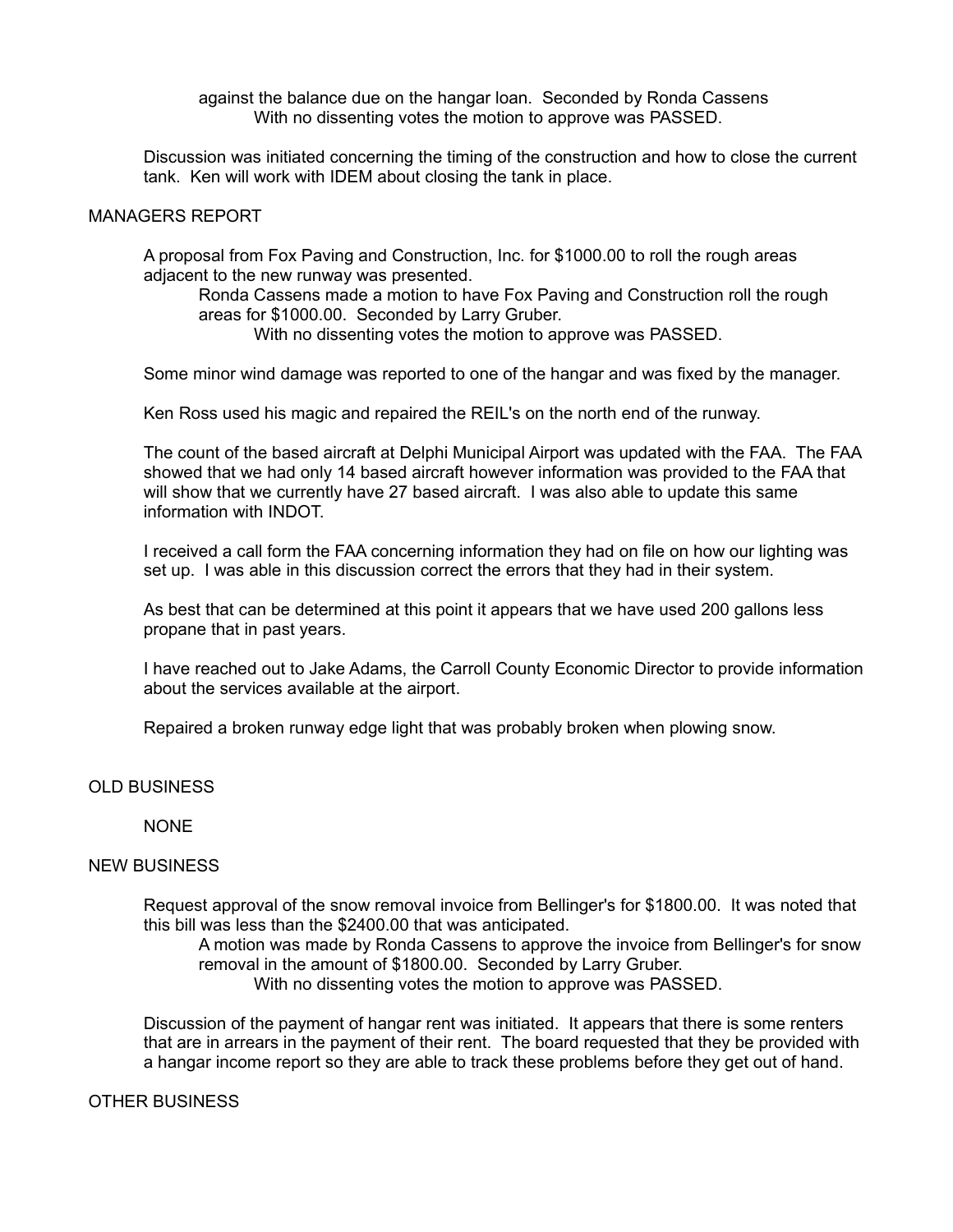against the balance due on the hangar loan. Seconded by Ronda Cassens

With no dissenting votes the motion to approve was PASSED.

Discussion was initiated concerning the timing of the construction and how to close the current tank. Ken will work with IDEM about closing the tank in place.

## MANAGERS REPORT

A proposal from Fox Paving and Construction, Inc. for $1000.00 to roll the rough areas adjacent to the new runway was presented.

Ronda Cassens made a motion to have Fox Paving and Construction roll the rough areas for $1000.00. Seconded by Larry Gruber.

With no dissenting votes the motion to approve was PASSED.

Some minor wind damage was reported to one of the hangar and was fixed by the manager.

Ken Ross used his magic and repaired the REIL's on the north end of the runway.

The count of the based aircraft at Delphi Municipal Airport was updated with the FAA. The FAA showed that we had only 14 based aircraft however information was provided to the FAA that will show that we currently have 27 based aircraft. I was also able to update this same information with INDOT.

I received a call form the FAA concerning information they had on file on how our lighting was set up. I was able in this discussion correct the errors that they had in their system.

As best that can be determined at this point it appears that we have used 200 gallons less propane that in past years.

I have reached out to Jake Adams, the Carroll County Economic Director to provide information about the services available at the airport.

Repaired a broken runway edge light that was probably broken when plowing snow.

## OLD BUSINESS

NONE

## NEW BUSINESS

Request approval of the snow removal invoice from Bellinger's for $1800.00. It was noted that this bill was less than the $2400.00 that was anticipated.

A motion was made by Ronda Cassens to approve the invoice from Bellinger's for snow removal in the amount of $1800.00. Seconded by Larry Gruber.

With no dissenting votes the motion to approve was PASSED.

Discussion of the payment of hangar rent was initiated. It appears that there is some renters that are in arrears in the payment of their rent. The board requested that they be provided with a hangar income report so they are able to track these problems before they get out of hand.

## OTHER BUSINESS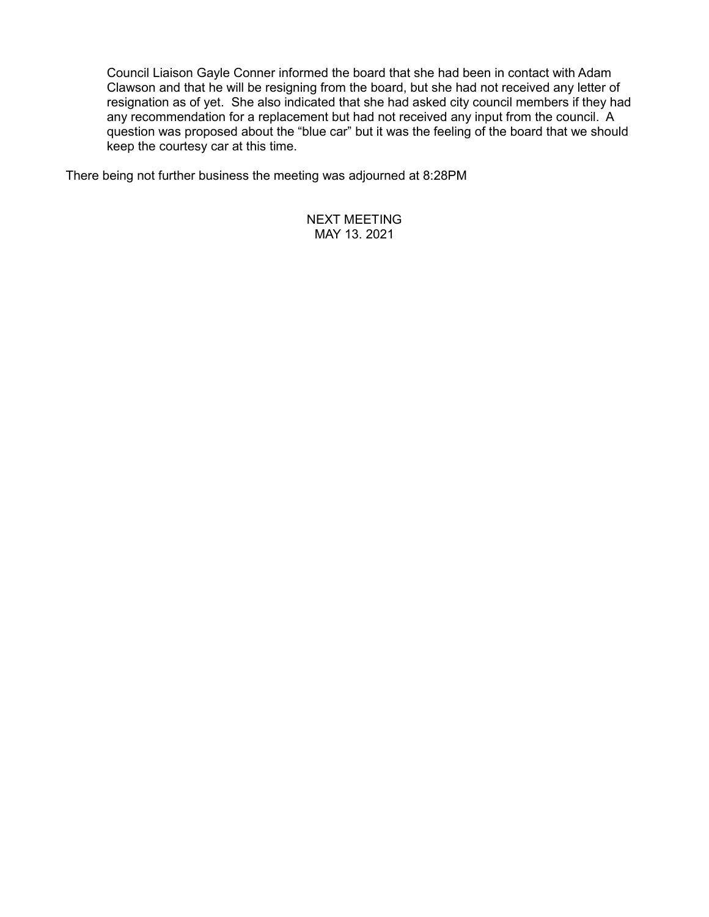Council Liaison Gayle Conner informed the board that she had been in contact with Adam Clawson and that he will be resigning from the board, but she had not received any letter of resignation as of yet. She also indicated that she had asked city council members if they had any recommendation for a replacement but had not received any input from the council. A question was proposed about the "blue car" but it was the feeling of the board that we should keep the courtesy car at this time.

There being not further business the meeting was adjourned at 8:28PM

NEXT MEETING
MAY 13. 2021